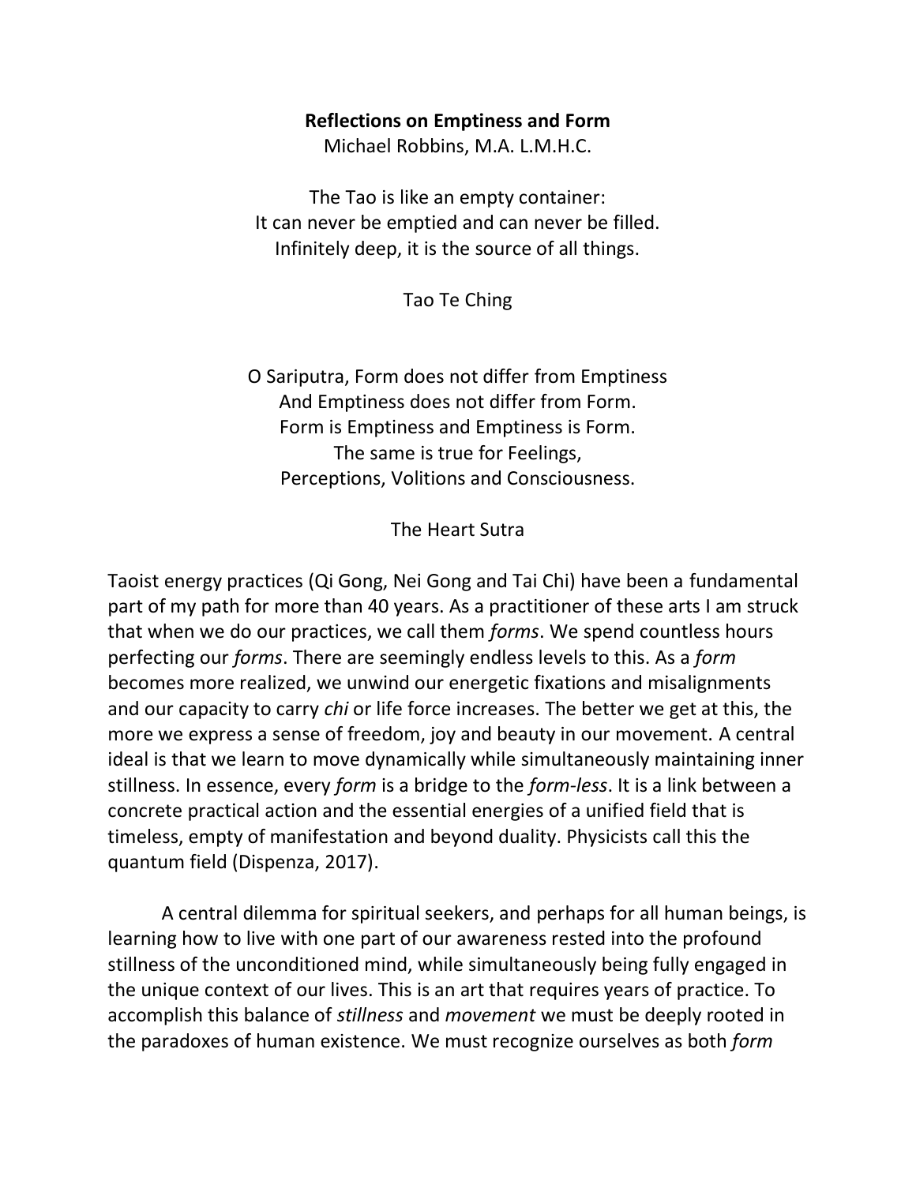**Reflections on Emptiness and Form**

Michael Robbins, M.A. L.M.H.C.

The Tao is like an empty container:
It can never be emptied and can never be filled.
Infinitely deep, it is the source of all things.

Tao Te Ching

O Sariputra, Form does not differ from Emptiness
And Emptiness does not differ from Form.
Form is Emptiness and Emptiness is Form.
The same is true for Feelings,
Perceptions, Volitions and Consciousness.

The Heart Sutra

Taoist energy practices (Qi Gong, Nei Gong and Tai Chi) have been a fundamental part of my path for more than 40 years. As a practitioner of these arts I am struck that when we do our practices, we call them *forms*. We spend countless hours perfecting our *forms*. There are seemingly endless levels to this. As a *form* becomes more realized, we unwind our energetic fixations and misalignments and our capacity to carry *chi* or life force increases. The better we get at this, the more we express a sense of freedom, joy and beauty in our movement. A central ideal is that we learn to move dynamically while simultaneously maintaining inner stillness. In essence, every *form* is a bridge to the *form-less*. It is a link between a concrete practical action and the essential energies of a unified field that is timeless, empty of manifestation and beyond duality. Physicists call this the quantum field (Dispenza, 2017).

A central dilemma for spiritual seekers, and perhaps for all human beings, is learning how to live with one part of our awareness rested into the profound stillness of the unconditioned mind, while simultaneously being fully engaged in the unique context of our lives. This is an art that requires years of practice. To accomplish this balance of *stillness* and *movement* we must be deeply rooted in the paradoxes of human existence. We must recognize ourselves as both *form*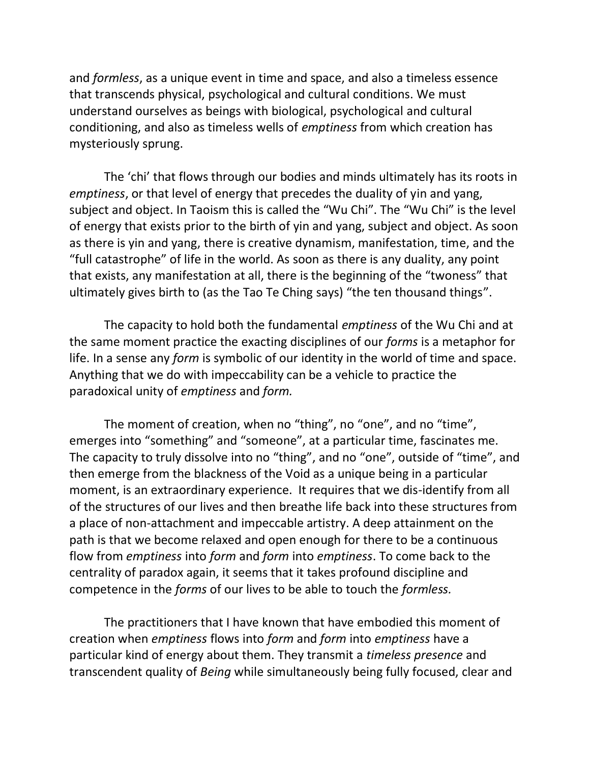and *formless*, as a unique event in time and space, and also a timeless essence that transcends physical, psychological and cultural conditions. We must understand ourselves as beings with biological, psychological and cultural conditioning, and also as timeless wells of *emptiness* from which creation has mysteriously sprung.

The 'chi' that flows through our bodies and minds ultimately has its roots in *emptiness*, or that level of energy that precedes the duality of yin and yang, subject and object. In Taoism this is called the "Wu Chi". The "Wu Chi" is the level of energy that exists prior to the birth of yin and yang, subject and object. As soon as there is yin and yang, there is creative dynamism, manifestation, time, and the "full catastrophe" of life in the world. As soon as there is any duality, any point that exists, any manifestation at all, there is the beginning of the "twoness" that ultimately gives birth to (as the Tao Te Ching says) "the ten thousand things".

The capacity to hold both the fundamental *emptiness* of the Wu Chi and at the same moment practice the exacting disciplines of our *forms* is a metaphor for life. In a sense any *form* is symbolic of our identity in the world of time and space. Anything that we do with impeccability can be a vehicle to practice the paradoxical unity of *emptiness* and *form.*

The moment of creation, when no "thing", no "one", and no "time", emerges into "something" and "someone", at a particular time, fascinates me. The capacity to truly dissolve into no "thing", and no "one", outside of "time", and then emerge from the blackness of the Void as a unique being in a particular moment, is an extraordinary experience. It requires that we dis-identify from all of the structures of our lives and then breathe life back into these structures from a place of non-attachment and impeccable artistry. A deep attainment on the path is that we become relaxed and open enough for there to be a continuous flow from *emptiness* into *form* and *form* into *emptiness*. To come back to the centrality of paradox again, it seems that it takes profound discipline and competence in the *forms* of our lives to be able to touch the *formless.*

The practitioners that I have known that have embodied this moment of creation when *emptiness* flows into *form* and *form* into *emptiness* have a particular kind of energy about them. They transmit a *timeless presence* and transcendent quality of *Being* while simultaneously being fully focused, clear and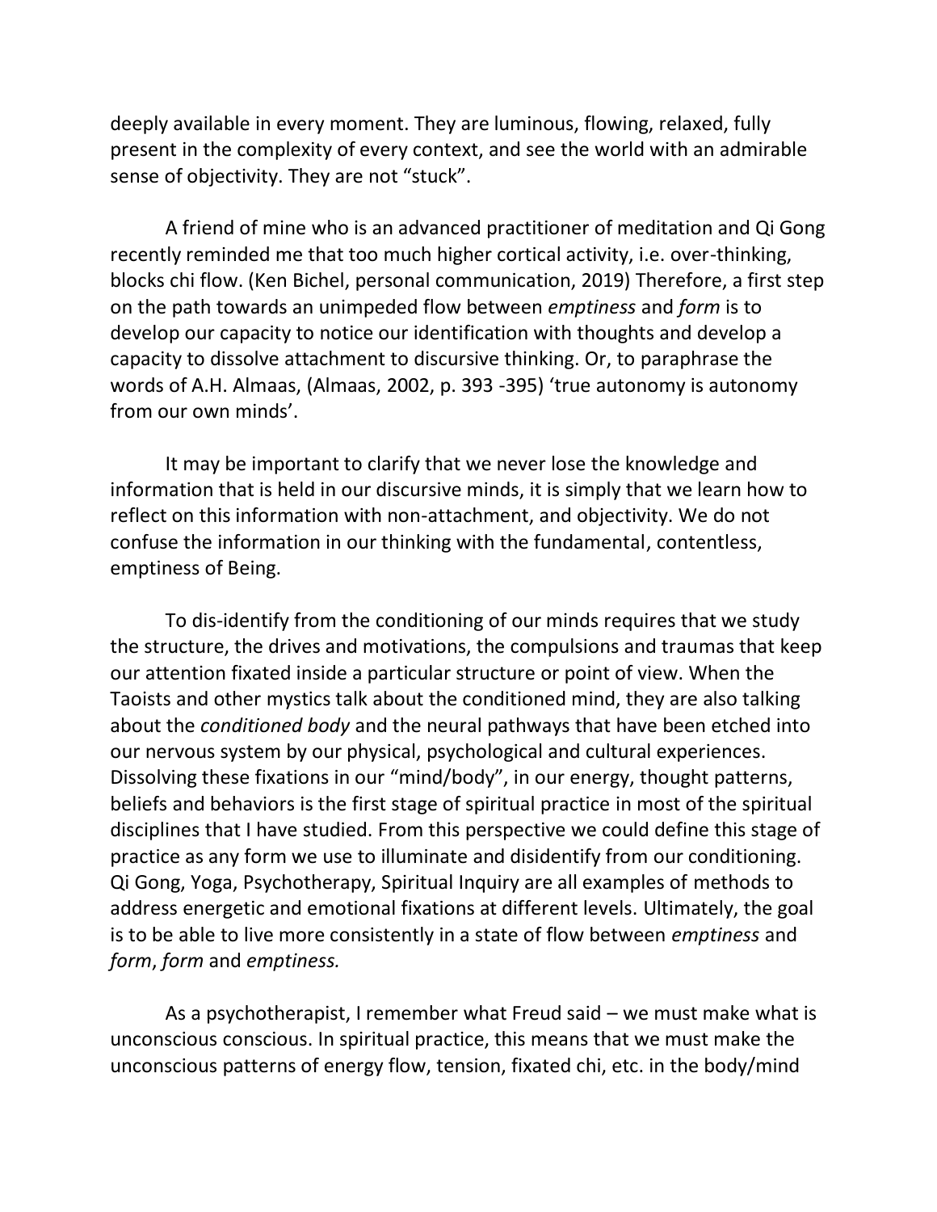deeply available in every moment. They are luminous, flowing, relaxed, fully present in the complexity of every context, and see the world with an admirable sense of objectivity. They are not "stuck".

A friend of mine who is an advanced practitioner of meditation and Qi Gong recently reminded me that too much higher cortical activity, i.e. over-thinking, blocks chi flow. (Ken Bichel, personal communication, 2019) Therefore, a first step on the path towards an unimpeded flow between *emptiness* and *form* is to develop our capacity to notice our identification with thoughts and develop a capacity to dissolve attachment to discursive thinking. Or, to paraphrase the words of A.H. Almaas, (Almaas, 2002, p. 393 -395) 'true autonomy is autonomy from our own minds'.

It may be important to clarify that we never lose the knowledge and information that is held in our discursive minds, it is simply that we learn how to reflect on this information with non-attachment, and objectivity. We do not confuse the information in our thinking with the fundamental, contentless, emptiness of Being.

To dis-identify from the conditioning of our minds requires that we study the structure, the drives and motivations, the compulsions and traumas that keep our attention fixated inside a particular structure or point of view. When the Taoists and other mystics talk about the conditioned mind, they are also talking about the *conditioned body* and the neural pathways that have been etched into our nervous system by our physical, psychological and cultural experiences. Dissolving these fixations in our "mind/body", in our energy, thought patterns, beliefs and behaviors is the first stage of spiritual practice in most of the spiritual disciplines that I have studied. From this perspective we could define this stage of practice as any form we use to illuminate and disidentify from our conditioning. Qi Gong, Yoga, Psychotherapy, Spiritual Inquiry are all examples of methods to address energetic and emotional fixations at different levels. Ultimately, the goal is to be able to live more consistently in a state of flow between *emptiness* and *form*, *form* and *emptiness.*

As a psychotherapist, I remember what Freud said – we must make what is unconscious conscious. In spiritual practice, this means that we must make the unconscious patterns of energy flow, tension, fixated chi, etc. in the body/mind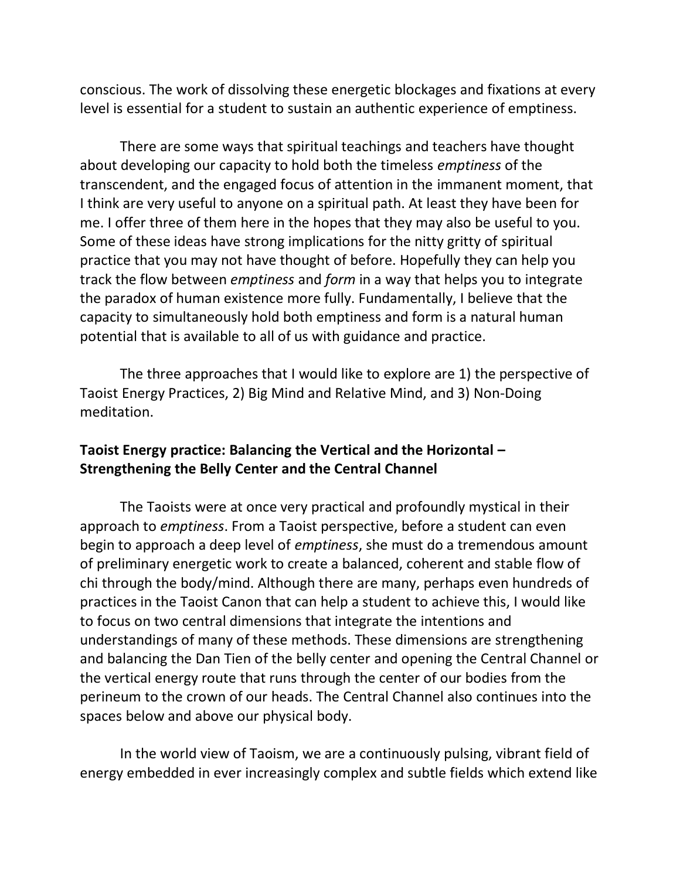conscious. The work of dissolving these energetic blockages and fixations at every level is essential for a student to sustain an authentic experience of emptiness.

There are some ways that spiritual teachings and teachers have thought about developing our capacity to hold both the timeless *emptiness* of the transcendent, and the engaged focus of attention in the immanent moment, that I think are very useful to anyone on a spiritual path. At least they have been for me. I offer three of them here in the hopes that they may also be useful to you. Some of these ideas have strong implications for the nitty gritty of spiritual practice that you may not have thought of before. Hopefully they can help you track the flow between *emptiness* and *form* in a way that helps you to integrate the paradox of human existence more fully. Fundamentally, I believe that the capacity to simultaneously hold both emptiness and form is a natural human potential that is available to all of us with guidance and practice.

The three approaches that I would like to explore are 1) the perspective of Taoist Energy Practices, 2) Big Mind and Relative Mind, and 3) Non-Doing meditation.

**Taoist Energy practice: Balancing the Vertical and the Horizontal – Strengthening the Belly Center and the Central Channel**

The Taoists were at once very practical and profoundly mystical in their approach to *emptiness*. From a Taoist perspective, before a student can even begin to approach a deep level of *emptiness*, she must do a tremendous amount of preliminary energetic work to create a balanced, coherent and stable flow of chi through the body/mind. Although there are many, perhaps even hundreds of practices in the Taoist Canon that can help a student to achieve this, I would like to focus on two central dimensions that integrate the intentions and understandings of many of these methods. These dimensions are strengthening and balancing the Dan Tien of the belly center and opening the Central Channel or the vertical energy route that runs through the center of our bodies from the perineum to the crown of our heads. The Central Channel also continues into the spaces below and above our physical body.

In the world view of Taoism, we are a continuously pulsing, vibrant field of energy embedded in ever increasingly complex and subtle fields which extend like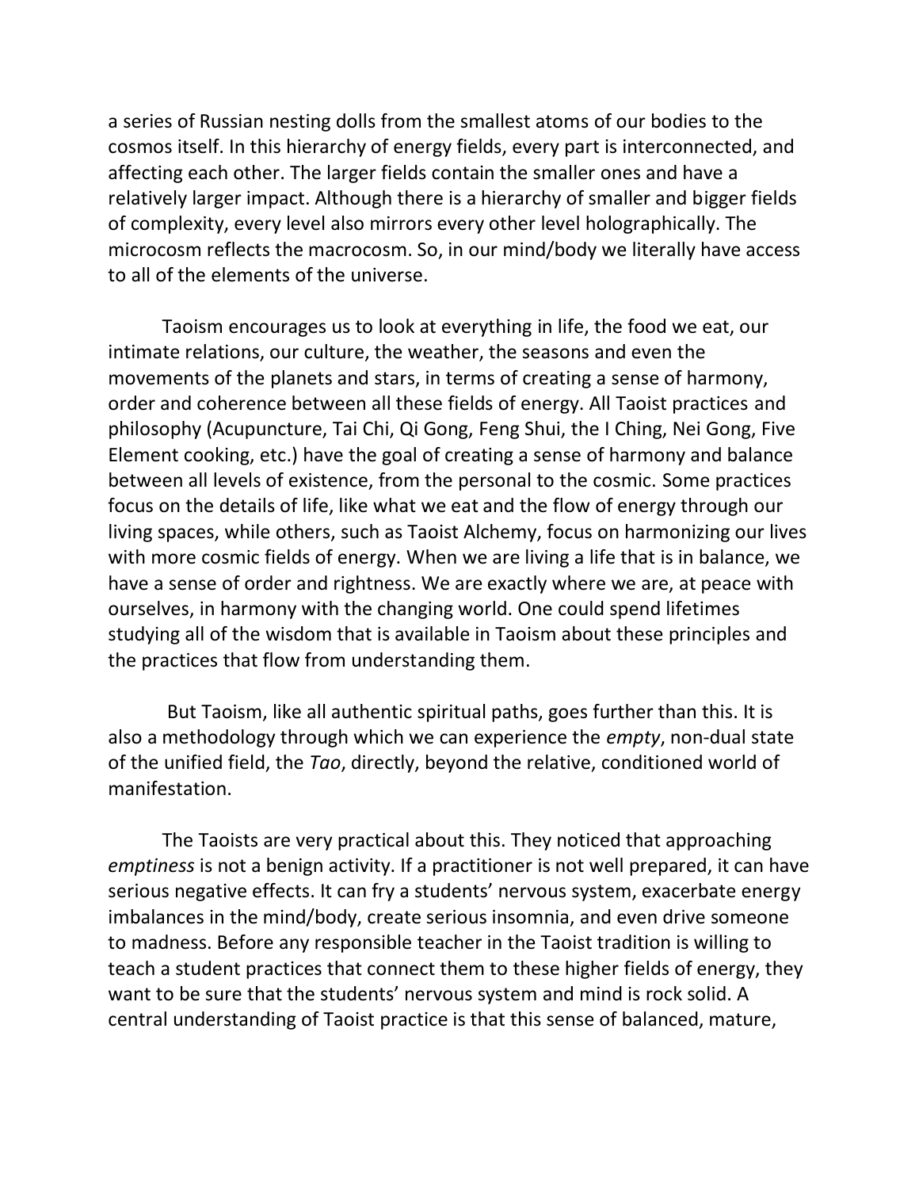a series of Russian nesting dolls from the smallest atoms of our bodies to the cosmos itself. In this hierarchy of energy fields, every part is interconnected, and affecting each other. The larger fields contain the smaller ones and have a relatively larger impact. Although there is a hierarchy of smaller and bigger fields of complexity, every level also mirrors every other level holographically. The microcosm reflects the macrocosm. So, in our mind/body we literally have access to all of the elements of the universe.

Taoism encourages us to look at everything in life, the food we eat, our intimate relations, our culture, the weather, the seasons and even the movements of the planets and stars, in terms of creating a sense of harmony, order and coherence between all these fields of energy. All Taoist practices and philosophy (Acupuncture, Tai Chi, Qi Gong, Feng Shui, the I Ching, Nei Gong, Five Element cooking, etc.) have the goal of creating a sense of harmony and balance between all levels of existence, from the personal to the cosmic. Some practices focus on the details of life, like what we eat and the flow of energy through our living spaces, while others, such as Taoist Alchemy, focus on harmonizing our lives with more cosmic fields of energy. When we are living a life that is in balance, we have a sense of order and rightness. We are exactly where we are, at peace with ourselves, in harmony with the changing world. One could spend lifetimes studying all of the wisdom that is available in Taoism about these principles and the practices that flow from understanding them.

But Taoism, like all authentic spiritual paths, goes further than this. It is also a methodology through which we can experience the *empty*, non-dual state of the unified field, the *Tao*, directly, beyond the relative, conditioned world of manifestation.

The Taoists are very practical about this. They noticed that approaching *emptiness* is not a benign activity. If a practitioner is not well prepared, it can have serious negative effects. It can fry a students' nervous system, exacerbate energy imbalances in the mind/body, create serious insomnia, and even drive someone to madness. Before any responsible teacher in the Taoist tradition is willing to teach a student practices that connect them to these higher fields of energy, they want to be sure that the students' nervous system and mind is rock solid. A central understanding of Taoist practice is that this sense of balanced, mature,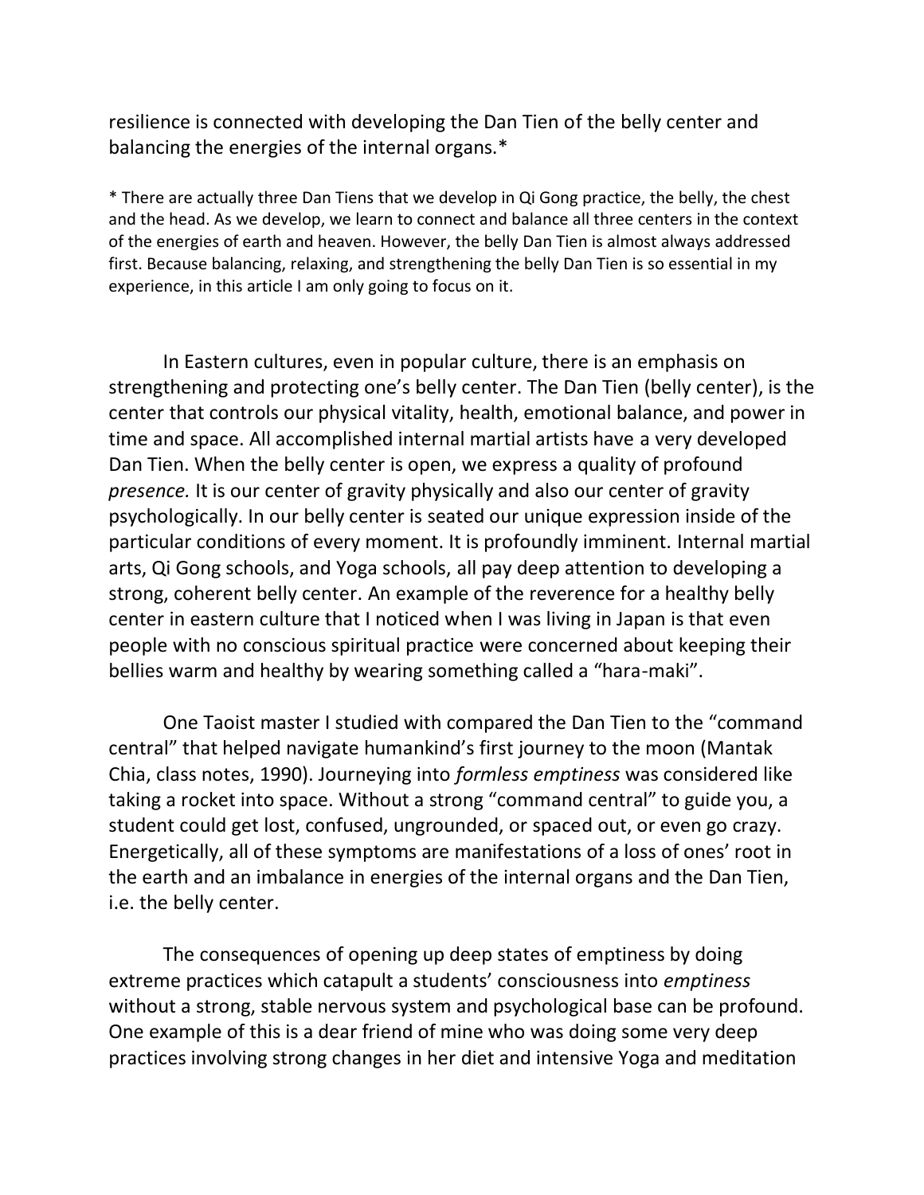resilience is connected with developing the Dan Tien of the belly center and balancing the energies of the internal organs.*

* There are actually three Dan Tiens that we develop in Qi Gong practice, the belly, the chest and the head. As we develop, we learn to connect and balance all three centers in the context of the energies of earth and heaven. However, the belly Dan Tien is almost always addressed first. Because balancing, relaxing, and strengthening the belly Dan Tien is so essential in my experience, in this article I am only going to focus on it.

In Eastern cultures, even in popular culture, there is an emphasis on strengthening and protecting one's belly center. The Dan Tien (belly center), is the center that controls our physical vitality, health, emotional balance, and power in time and space. All accomplished internal martial artists have a very developed Dan Tien. When the belly center is open, we express a quality of profound *presence.* It is our center of gravity physically and also our center of gravity psychologically. In our belly center is seated our unique expression inside of the particular conditions of every moment. It is profoundly imminent. Internal martial arts, Qi Gong schools, and Yoga schools, all pay deep attention to developing a strong, coherent belly center. An example of the reverence for a healthy belly center in eastern culture that I noticed when I was living in Japan is that even people with no conscious spiritual practice were concerned about keeping their bellies warm and healthy by wearing something called a "hara-maki".

One Taoist master I studied with compared the Dan Tien to the "command central" that helped navigate humankind's first journey to the moon (Mantak Chia, class notes, 1990). Journeying into *formless emptiness* was considered like taking a rocket into space. Without a strong "command central" to guide you, a student could get lost, confused, ungrounded, or spaced out, or even go crazy. Energetically, all of these symptoms are manifestations of a loss of ones' root in the earth and an imbalance in energies of the internal organs and the Dan Tien, i.e. the belly center.

The consequences of opening up deep states of emptiness by doing extreme practices which catapult a students' consciousness into *emptiness* without a strong, stable nervous system and psychological base can be profound. One example of this is a dear friend of mine who was doing some very deep practices involving strong changes in her diet and intensive Yoga and meditation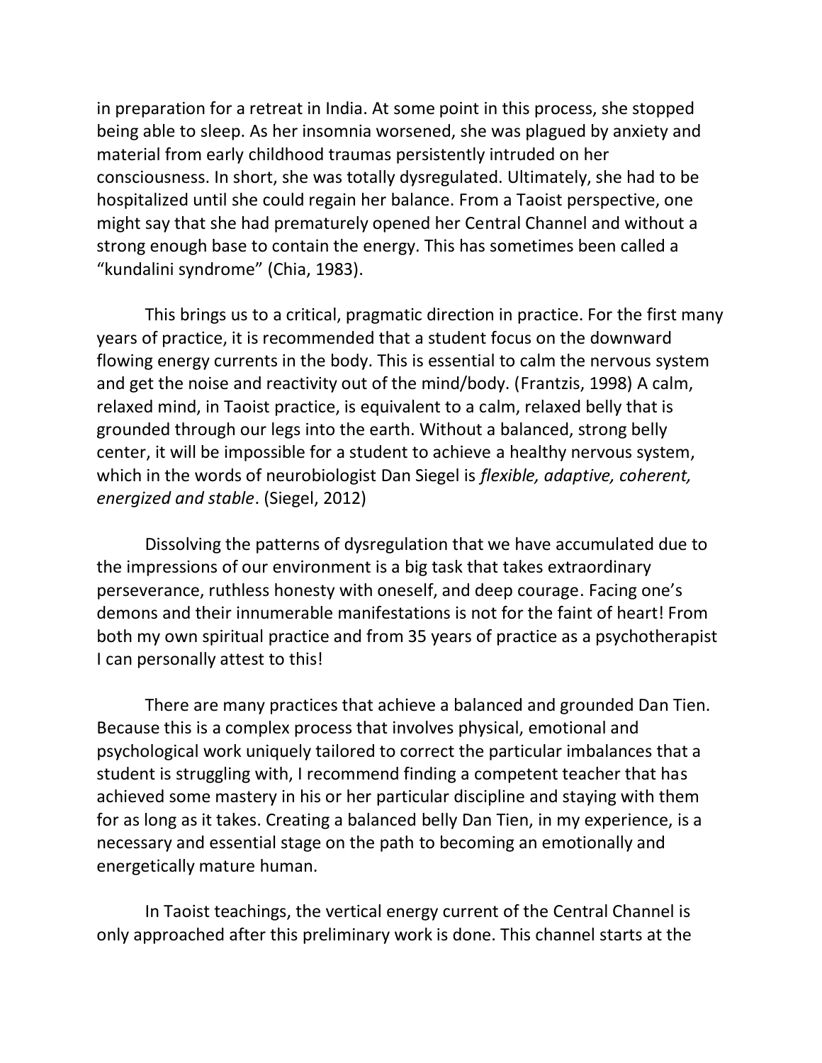in preparation for a retreat in India. At some point in this process, she stopped being able to sleep. As her insomnia worsened, she was plagued by anxiety and material from early childhood traumas persistently intruded on her consciousness. In short, she was totally dysregulated. Ultimately, she had to be hospitalized until she could regain her balance. From a Taoist perspective, one might say that she had prematurely opened her Central Channel and without a strong enough base to contain the energy. This has sometimes been called a "kundalini syndrome" (Chia, 1983).

This brings us to a critical, pragmatic direction in practice. For the first many years of practice, it is recommended that a student focus on the downward flowing energy currents in the body. This is essential to calm the nervous system and get the noise and reactivity out of the mind/body. (Frantzis, 1998) A calm, relaxed mind, in Taoist practice, is equivalent to a calm, relaxed belly that is grounded through our legs into the earth. Without a balanced, strong belly center, it will be impossible for a student to achieve a healthy nervous system, which in the words of neurobiologist Dan Siegel is *flexible, adaptive, coherent, energized and stable*. (Siegel, 2012)

Dissolving the patterns of dysregulation that we have accumulated due to the impressions of our environment is a big task that takes extraordinary perseverance, ruthless honesty with oneself, and deep courage. Facing one's demons and their innumerable manifestations is not for the faint of heart! From both my own spiritual practice and from 35 years of practice as a psychotherapist I can personally attest to this!

There are many practices that achieve a balanced and grounded Dan Tien. Because this is a complex process that involves physical, emotional and psychological work uniquely tailored to correct the particular imbalances that a student is struggling with, I recommend finding a competent teacher that has achieved some mastery in his or her particular discipline and staying with them for as long as it takes. Creating a balanced belly Dan Tien, in my experience, is a necessary and essential stage on the path to becoming an emotionally and energetically mature human.

In Taoist teachings, the vertical energy current of the Central Channel is only approached after this preliminary work is done. This channel starts at the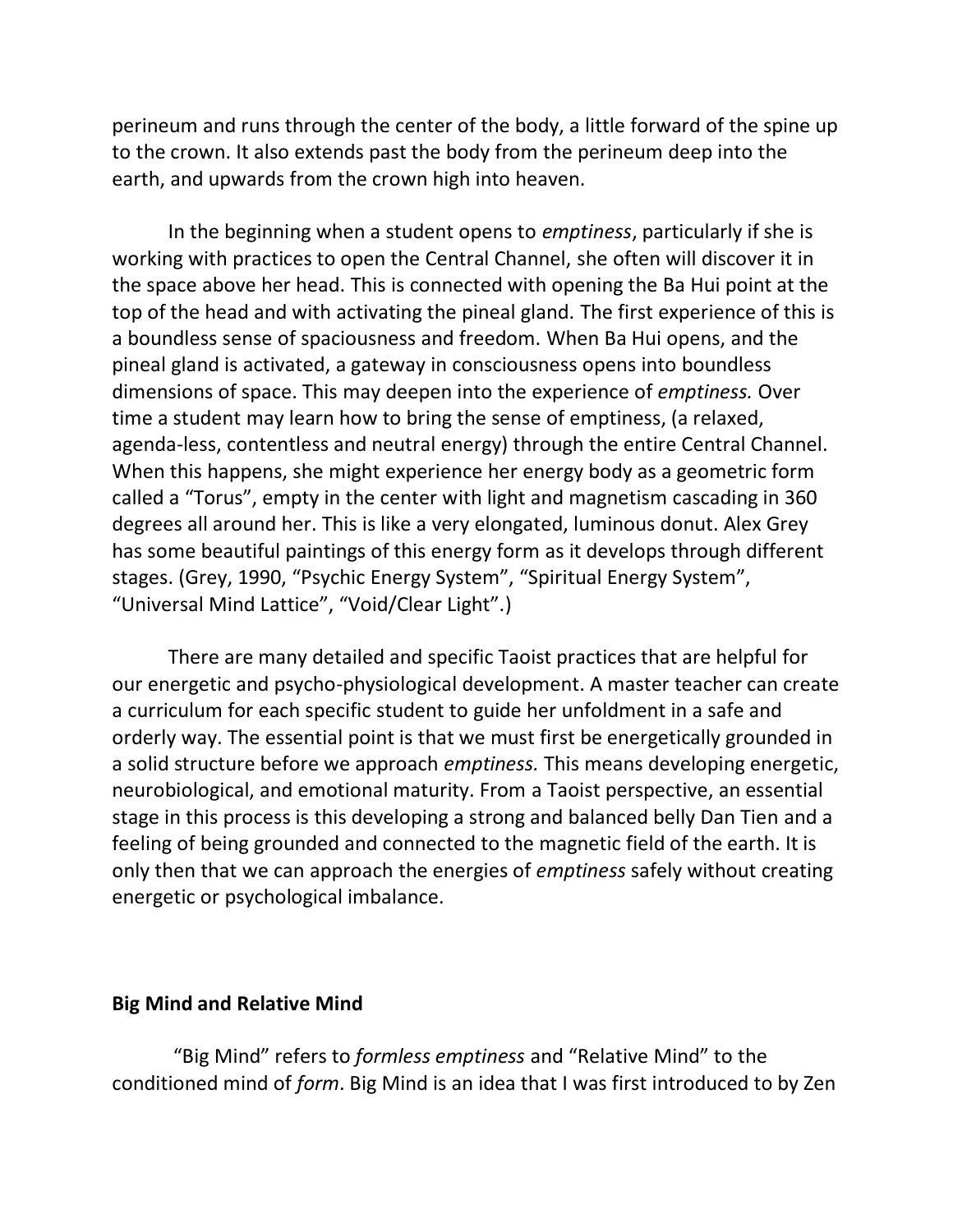perineum and runs through the center of the body, a little forward of the spine up to the crown. It also extends past the body from the perineum deep into the earth, and upwards from the crown high into heaven.

In the beginning when a student opens to *emptiness*, particularly if she is working with practices to open the Central Channel, she often will discover it in the space above her head. This is connected with opening the Ba Hui point at the top of the head and with activating the pineal gland. The first experience of this is a boundless sense of spaciousness and freedom. When Ba Hui opens, and the pineal gland is activated, a gateway in consciousness opens into boundless dimensions of space. This may deepen into the experience of *emptiness.* Over time a student may learn how to bring the sense of emptiness, (a relaxed, agenda-less, contentless and neutral energy) through the entire Central Channel. When this happens, she might experience her energy body as a geometric form called a "Torus", empty in the center with light and magnetism cascading in 360 degrees all around her. This is like a very elongated, luminous donut. Alex Grey has some beautiful paintings of this energy form as it develops through different stages. (Grey, 1990, "Psychic Energy System", "Spiritual Energy System", "Universal Mind Lattice", "Void/Clear Light".)

There are many detailed and specific Taoist practices that are helpful for our energetic and psycho-physiological development. A master teacher can create a curriculum for each specific student to guide her unfoldment in a safe and orderly way. The essential point is that we must first be energetically grounded in a solid structure before we approach *emptiness.* This means developing energetic, neurobiological, and emotional maturity. From a Taoist perspective, an essential stage in this process is this developing a strong and balanced belly Dan Tien and a feeling of being grounded and connected to the magnetic field of the earth. It is only then that we can approach the energies of *emptiness* safely without creating energetic or psychological imbalance.

**Big Mind and Relative Mind**

"Big Mind" refers to *formless emptiness* and "Relative Mind" to the conditioned mind of *form*. Big Mind is an idea that I was first introduced to by Zen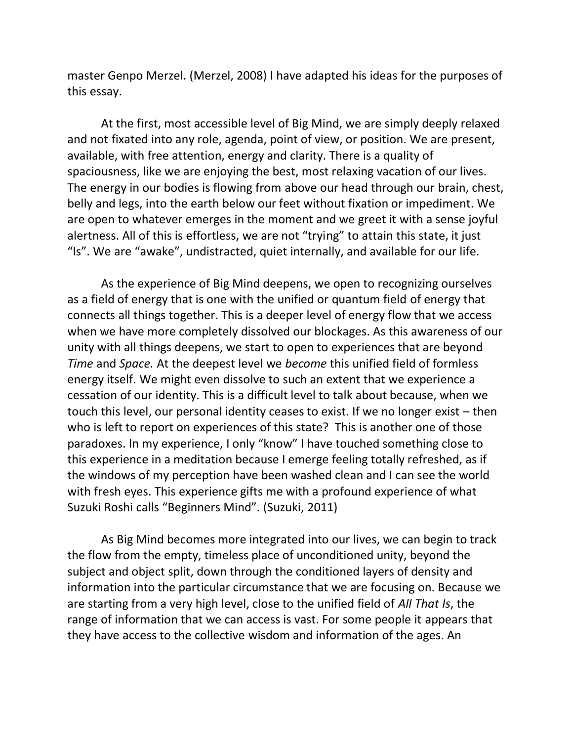master Genpo Merzel. (Merzel, 2008) I have adapted his ideas for the purposes of this essay.

At the first, most accessible level of Big Mind, we are simply deeply relaxed and not fixated into any role, agenda, point of view, or position. We are present, available, with free attention, energy and clarity. There is a quality of spaciousness, like we are enjoying the best, most relaxing vacation of our lives. The energy in our bodies is flowing from above our head through our brain, chest, belly and legs, into the earth below our feet without fixation or impediment. We are open to whatever emerges in the moment and we greet it with a sense joyful alertness. All of this is effortless, we are not "trying" to attain this state, it just "Is". We are "awake", undistracted, quiet internally, and available for our life.

As the experience of Big Mind deepens, we open to recognizing ourselves as a field of energy that is one with the unified or quantum field of energy that connects all things together. This is a deeper level of energy flow that we access when we have more completely dissolved our blockages. As this awareness of our unity with all things deepens, we start to open to experiences that are beyond *Time* and *Space.* At the deepest level we *become* this unified field of formless energy itself. We might even dissolve to such an extent that we experience a cessation of our identity. This is a difficult level to talk about because, when we touch this level, our personal identity ceases to exist. If we no longer exist – then who is left to report on experiences of this state? This is another one of those paradoxes. In my experience, I only "know" I have touched something close to this experience in a meditation because I emerge feeling totally refreshed, as if the windows of my perception have been washed clean and I can see the world with fresh eyes. This experience gifts me with a profound experience of what Suzuki Roshi calls "Beginners Mind". (Suzuki, 2011)

As Big Mind becomes more integrated into our lives, we can begin to track the flow from the empty, timeless place of unconditioned unity, beyond the subject and object split, down through the conditioned layers of density and information into the particular circumstance that we are focusing on. Because we are starting from a very high level, close to the unified field of *All That Is*, the range of information that we can access is vast. For some people it appears that they have access to the collective wisdom and information of the ages. An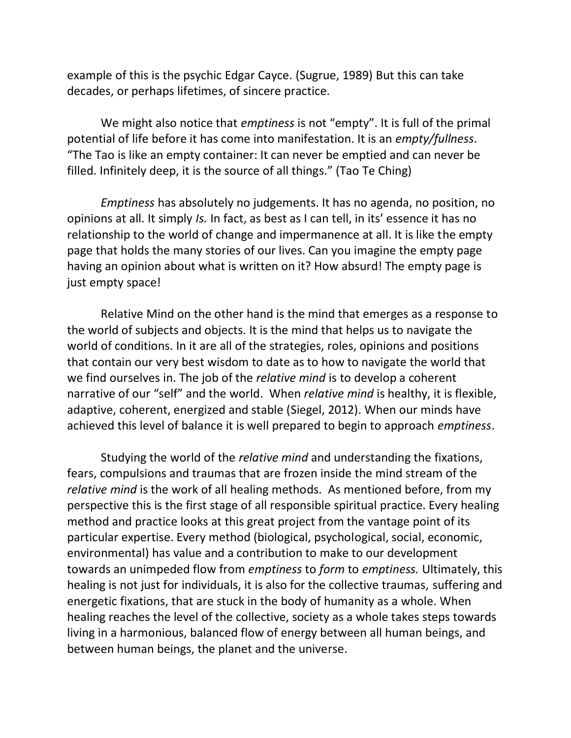example of this is the psychic Edgar Cayce. (Sugrue, 1989) But this can take decades, or perhaps lifetimes, of sincere practice.

We might also notice that *emptiness* is not "empty". It is full of the primal potential of life before it has come into manifestation. It is an *empty/fullness*. "The Tao is like an empty container: It can never be emptied and can never be filled. Infinitely deep, it is the source of all things." (Tao Te Ching)

*Emptiness* has absolutely no judgements. It has no agenda, no position, no opinions at all. It simply *Is.* In fact, as best as I can tell, in its' essence it has no relationship to the world of change and impermanence at all. It is like the empty page that holds the many stories of our lives. Can you imagine the empty page having an opinion about what is written on it? How absurd! The empty page is just empty space!

Relative Mind on the other hand is the mind that emerges as a response to the world of subjects and objects. It is the mind that helps us to navigate the world of conditions. In it are all of the strategies, roles, opinions and positions that contain our very best wisdom to date as to how to navigate the world that we find ourselves in. The job of the *relative mind* is to develop a coherent narrative of our "self" and the world. When *relative mind* is healthy, it is flexible, adaptive, coherent, energized and stable (Siegel, 2012). When our minds have achieved this level of balance it is well prepared to begin to approach *emptiness*.

Studying the world of the *relative mind* and understanding the fixations, fears, compulsions and traumas that are frozen inside the mind stream of the *relative mind* is the work of all healing methods. As mentioned before, from my perspective this is the first stage of all responsible spiritual practice. Every healing method and practice looks at this great project from the vantage point of its particular expertise. Every method (biological, psychological, social, economic, environmental) has value and a contribution to make to our development towards an unimpeded flow from *emptiness* to *form* to *emptiness.* Ultimately, this healing is not just for individuals, it is also for the collective traumas, suffering and energetic fixations, that are stuck in the body of humanity as a whole. When healing reaches the level of the collective, society as a whole takes steps towards living in a harmonious, balanced flow of energy between all human beings, and between human beings, the planet and the universe.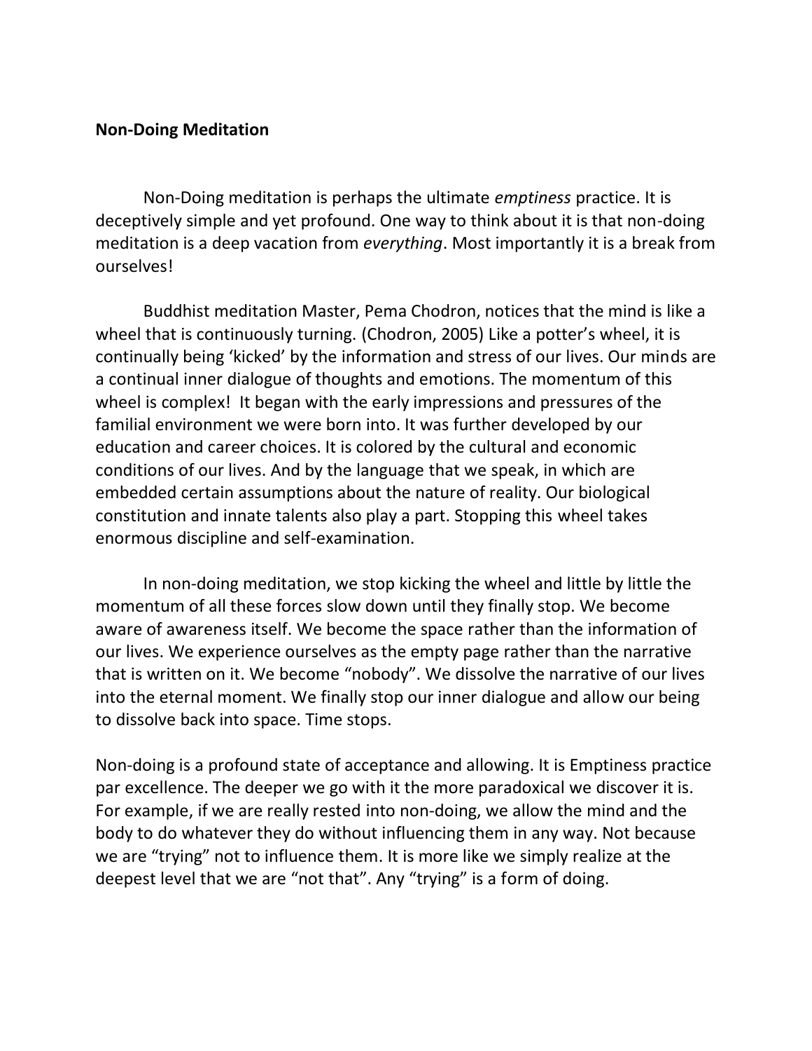**Non-Doing Meditation**

Non-Doing meditation is perhaps the ultimate *emptiness* practice. It is deceptively simple and yet profound. One way to think about it is that non-doing meditation is a deep vacation from *everything*. Most importantly it is a break from ourselves!

Buddhist meditation Master, Pema Chodron, notices that the mind is like a wheel that is continuously turning. (Chodron, 2005) Like a potter's wheel, it is continually being 'kicked' by the information and stress of our lives. Our minds are a continual inner dialogue of thoughts and emotions. The momentum of this wheel is complex! It began with the early impressions and pressures of the familial environment we were born into. It was further developed by our education and career choices. It is colored by the cultural and economic conditions of our lives. And by the language that we speak, in which are embedded certain assumptions about the nature of reality. Our biological constitution and innate talents also play a part. Stopping this wheel takes enormous discipline and self-examination.

In non-doing meditation, we stop kicking the wheel and little by little the momentum of all these forces slow down until they finally stop. We become aware of awareness itself. We become the space rather than the information of our lives. We experience ourselves as the empty page rather than the narrative that is written on it. We become "nobody". We dissolve the narrative of our lives into the eternal moment. We finally stop our inner dialogue and allow our being to dissolve back into space. Time stops.

Non-doing is a profound state of acceptance and allowing. It is Emptiness practice par excellence. The deeper we go with it the more paradoxical we discover it is. For example, if we are really rested into non-doing, we allow the mind and the body to do whatever they do without influencing them in any way. Not because we are "trying" not to influence them. It is more like we simply realize at the deepest level that we are "not that". Any "trying" is a form of doing.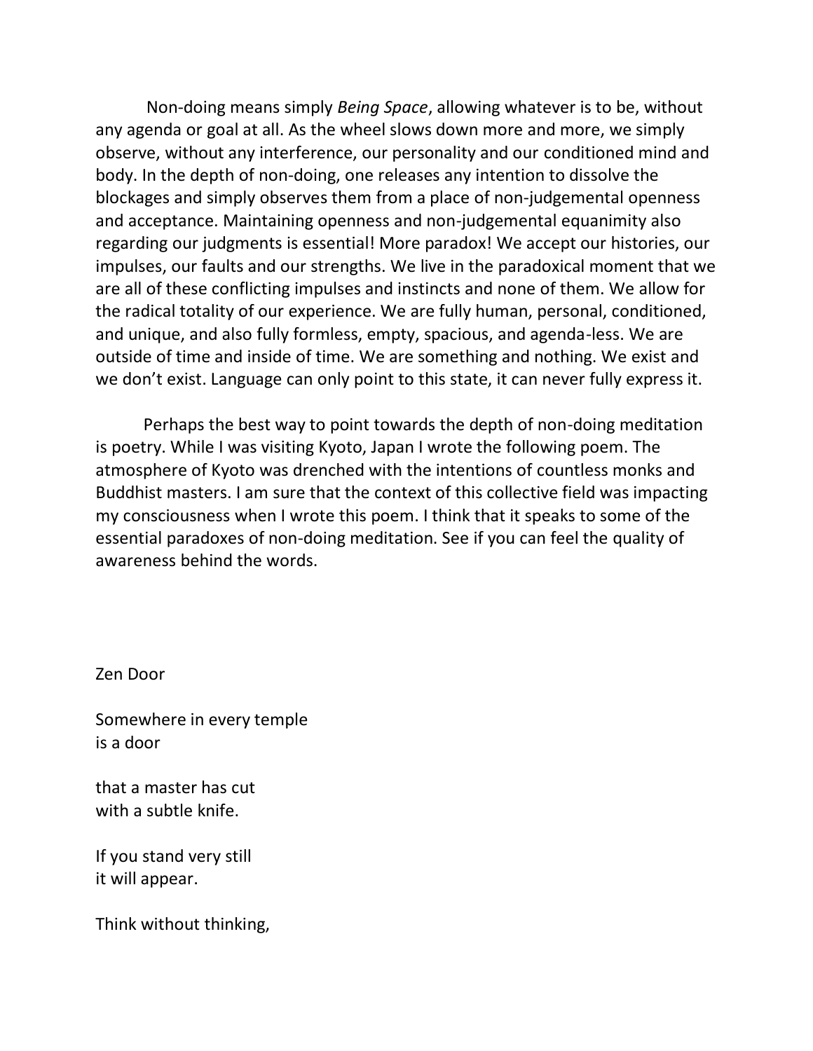Non-doing means simply *Being Space*, allowing whatever is to be, without any agenda or goal at all. As the wheel slows down more and more, we simply observe, without any interference, our personality and our conditioned mind and body. In the depth of non-doing, one releases any intention to dissolve the blockages and simply observes them from a place of non-judgemental openness and acceptance. Maintaining openness and non-judgemental equanimity also regarding our judgments is essential! More paradox! We accept our histories, our impulses, our faults and our strengths. We live in the paradoxical moment that we are all of these conflicting impulses and instincts and none of them. We allow for the radical totality of our experience. We are fully human, personal, conditioned, and unique, and also fully formless, empty, spacious, and agenda-less. We are outside of time and inside of time. We are something and nothing. We exist and we don't exist. Language can only point to this state, it can never fully express it.

Perhaps the best way to point towards the depth of non-doing meditation is poetry. While I was visiting Kyoto, Japan I wrote the following poem. The atmosphere of Kyoto was drenched with the intentions of countless monks and Buddhist masters. I am sure that the context of this collective field was impacting my consciousness when I wrote this poem. I think that it speaks to some of the essential paradoxes of non-doing meditation. See if you can feel the quality of awareness behind the words.

Zen Door

Somewhere in every temple
is a door

that a master has cut
with a subtle knife.

If you stand very still
it will appear.

Think without thinking,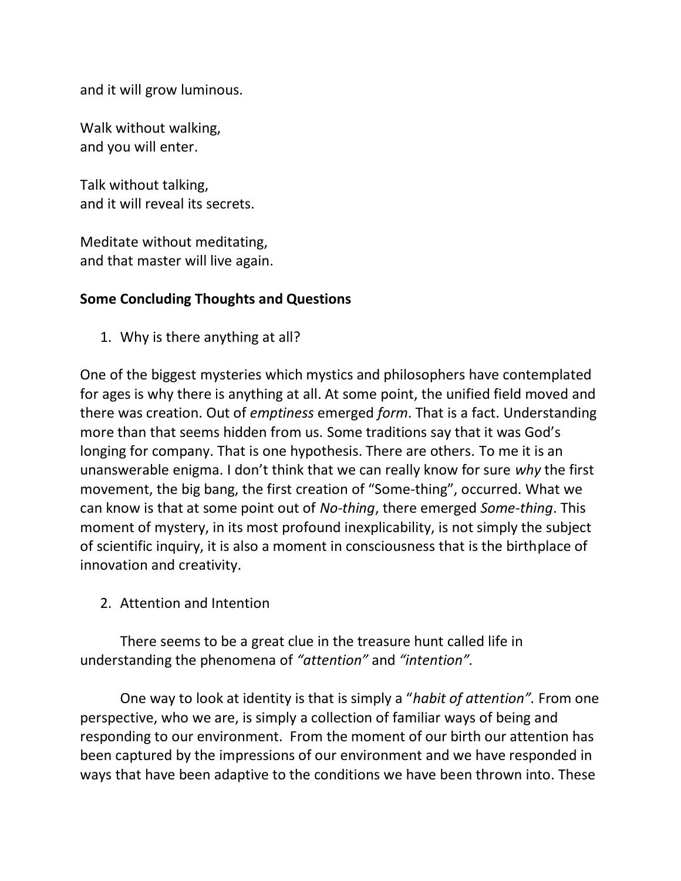and it will grow luminous.

Walk without walking,  
and you will enter.

Talk without talking,  
and it will reveal its secrets.

Meditate without meditating,  
and that master will live again.

## Some Concluding Thoughts and Questions

1. Why is there anything at all?

One of the biggest mysteries which mystics and philosophers have contemplated for ages is why there is anything at all. At some point, the unified field moved and there was creation. Out of *emptiness* emerged *form*. That is a fact. Understanding more than that seems hidden from us. Some traditions say that it was God's longing for company. That is one hypothesis. There are others. To me it is an unanswerable enigma. I don't think that we can really know for sure *why* the first movement, the big bang, the first creation of "Some-thing", occurred. What we can know is that at some point out of *No-thing*, there emerged *Some-thing*. This moment of mystery, in its most profound inexplicability, is not simply the subject of scientific inquiry, it is also a moment in consciousness that is the birthplace of innovation and creativity.

2. Attention and Intention

There seems to be a great clue in the treasure hunt called life in understanding the phenomena of *"attention"* and *"intention".*

One way to look at identity is that is simply a "*habit of attention".* From one perspective, who we are, is simply a collection of familiar ways of being and responding to our environment. From the moment of our birth our attention has been captured by the impressions of our environment and we have responded in ways that have been adaptive to the conditions we have been thrown into. These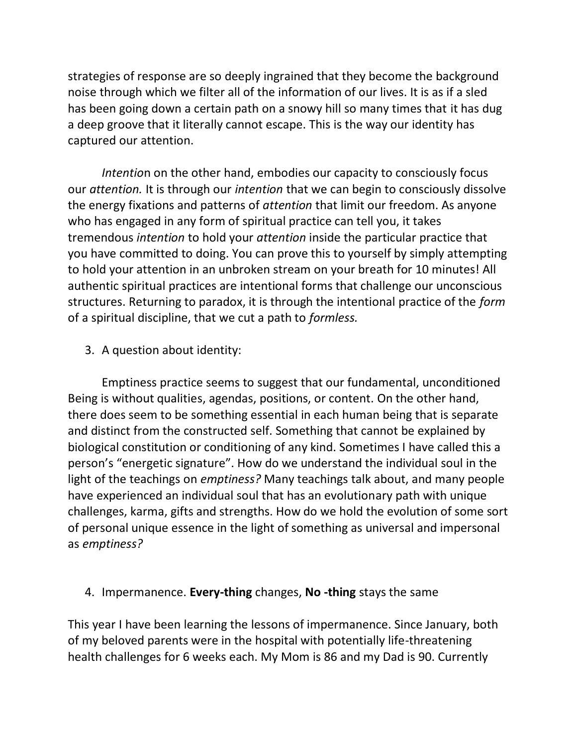strategies of response are so deeply ingrained that they become the background noise through which we filter all of the information of our lives. It is as if a sled has been going down a certain path on a snowy hill so many times that it has dug a deep groove that it literally cannot escape. This is the way our identity has captured our attention.

*Intentio*n on the other hand, embodies our capacity to consciously focus our *attention.* It is through our *intention* that we can begin to consciously dissolve the energy fixations and patterns of *attention* that limit our freedom. As anyone who has engaged in any form of spiritual practice can tell you, it takes tremendous *intention* to hold your *attention* inside the particular practice that you have committed to doing. You can prove this to yourself by simply attempting to hold your attention in an unbroken stream on your breath for 10 minutes! All authentic spiritual practices are intentional forms that challenge our unconscious structures. Returning to paradox, it is through the intentional practice of the *form* of a spiritual discipline, that we cut a path to *formless.*

3. A question about identity:

Emptiness practice seems to suggest that our fundamental, unconditioned Being is without qualities, agendas, positions, or content. On the other hand, there does seem to be something essential in each human being that is separate and distinct from the constructed self. Something that cannot be explained by biological constitution or conditioning of any kind. Sometimes I have called this a person's "energetic signature". How do we understand the individual soul in the light of the teachings on *emptiness?* Many teachings talk about, and many people have experienced an individual soul that has an evolutionary path with unique challenges, karma, gifts and strengths. How do we hold the evolution of some sort of personal unique essence in the light of something as universal and impersonal as *emptiness?*

4. Impermanence. **Every-thing** changes, **No -thing** stays the same

This year I have been learning the lessons of impermanence. Since January, both of my beloved parents were in the hospital with potentially life-threatening health challenges for 6 weeks each. My Mom is 86 and my Dad is 90. Currently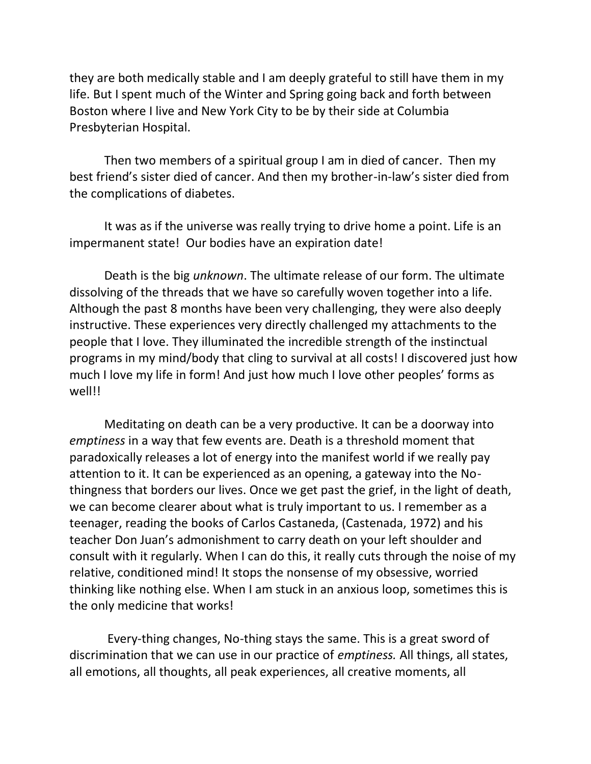they are both medically stable and I am deeply grateful to still have them in my life. But I spent much of the Winter and Spring going back and forth between Boston where I live and New York City to be by their side at Columbia Presbyterian Hospital.

Then two members of a spiritual group I am in died of cancer. Then my best friend's sister died of cancer. And then my brother-in-law's sister died from the complications of diabetes.

It was as if the universe was really trying to drive home a point. Life is an impermanent state! Our bodies have an expiration date!

Death is the big *unknown*. The ultimate release of our form. The ultimate dissolving of the threads that we have so carefully woven together into a life. Although the past 8 months have been very challenging, they were also deeply instructive. These experiences very directly challenged my attachments to the people that I love. They illuminated the incredible strength of the instinctual programs in my mind/body that cling to survival at all costs! I discovered just how much I love my life in form! And just how much I love other peoples' forms as well!!

Meditating on death can be a very productive. It can be a doorway into *emptiness* in a way that few events are. Death is a threshold moment that paradoxically releases a lot of energy into the manifest world if we really pay attention to it. It can be experienced as an opening, a gateway into the No-thingness that borders our lives. Once we get past the grief, in the light of death, we can become clearer about what is truly important to us. I remember as a teenager, reading the books of Carlos Castaneda, (Castenada, 1972) and his teacher Don Juan's admonishment to carry death on your left shoulder and consult with it regularly. When I can do this, it really cuts through the noise of my relative, conditioned mind! It stops the nonsense of my obsessive, worried thinking like nothing else. When I am stuck in an anxious loop, sometimes this is the only medicine that works!

Every-thing changes, No-thing stays the same. This is a great sword of discrimination that we can use in our practice of *emptiness.* All things, all states, all emotions, all thoughts, all peak experiences, all creative moments, all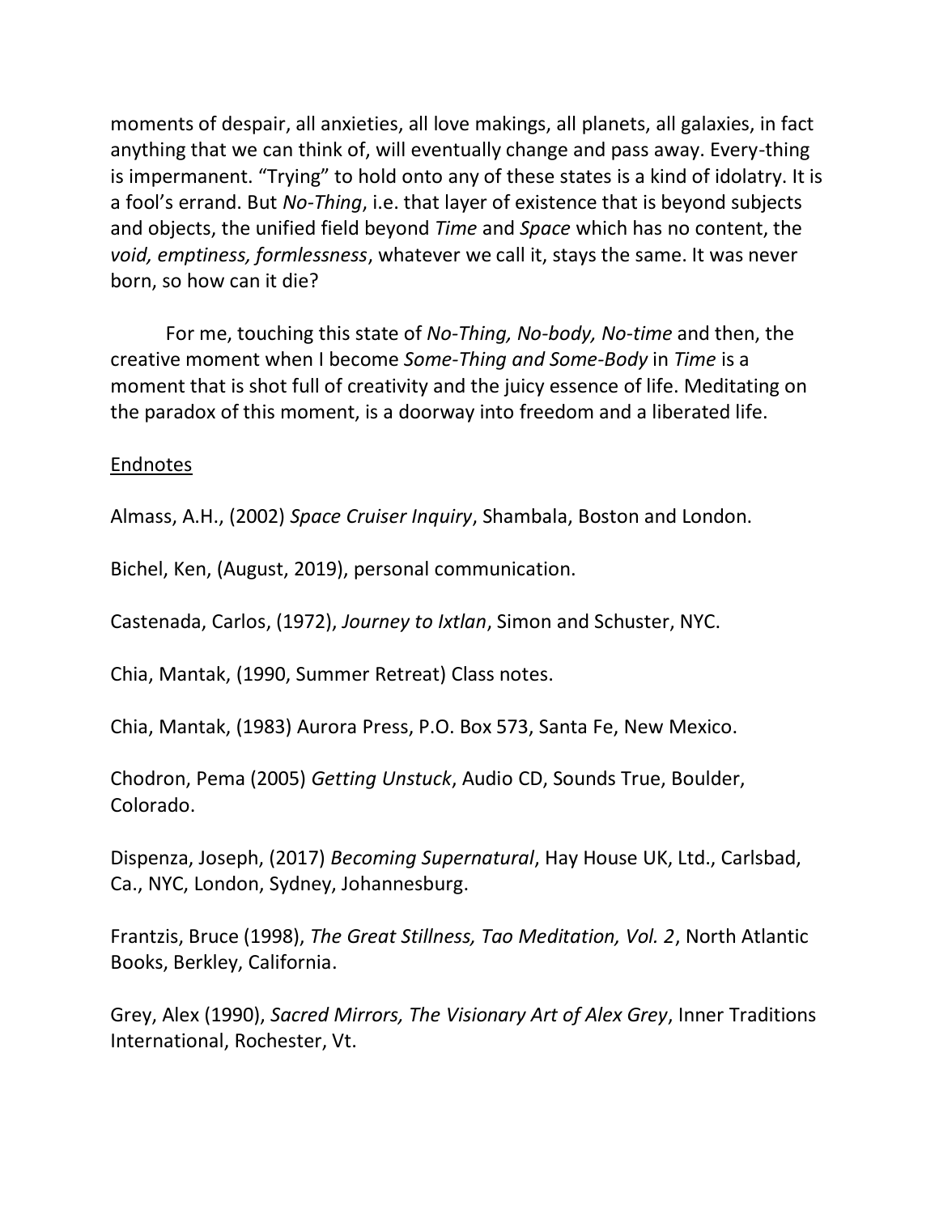moments of despair, all anxieties, all love makings, all planets, all galaxies, in fact anything that we can think of, will eventually change and pass away. Every-thing is impermanent. "Trying" to hold onto any of these states is a kind of idolatry. It is a fool's errand. But *No-Thing*, i.e. that layer of existence that is beyond subjects and objects, the unified field beyond *Time* and *Space* which has no content, the *void, emptiness, formlessness*, whatever we call it, stays the same. It was never born, so how can it die?

For me, touching this state of *No-Thing, No-body, No-time* and then, the creative moment when I become *Some-Thing and Some-Body* in *Time* is a moment that is shot full of creativity and the juicy essence of life. Meditating on the paradox of this moment, is a doorway into freedom and a liberated life.

<u>Endnotes</u>

Almass, A.H., (2002) *Space Cruiser Inquiry*, Shambala, Boston and London.

Bichel, Ken, (August, 2019), personal communication.

Castenada, Carlos, (1972), *Journey to Ixtlan*, Simon and Schuster, NYC.

Chia, Mantak, (1990, Summer Retreat) Class notes.

Chia, Mantak, (1983) Aurora Press, P.O. Box 573, Santa Fe, New Mexico.

Chodron, Pema (2005) *Getting Unstuck*, Audio CD, Sounds True, Boulder, Colorado.

Dispenza, Joseph, (2017) *Becoming Supernatural*, Hay House UK, Ltd., Carlsbad, Ca., NYC, London, Sydney, Johannesburg.

Frantzis, Bruce (1998), *The Great Stillness, Tao Meditation, Vol. 2*, North Atlantic Books, Berkley, California.

Grey, Alex (1990), *Sacred Mirrors, The Visionary Art of Alex Grey*, Inner Traditions International, Rochester, Vt.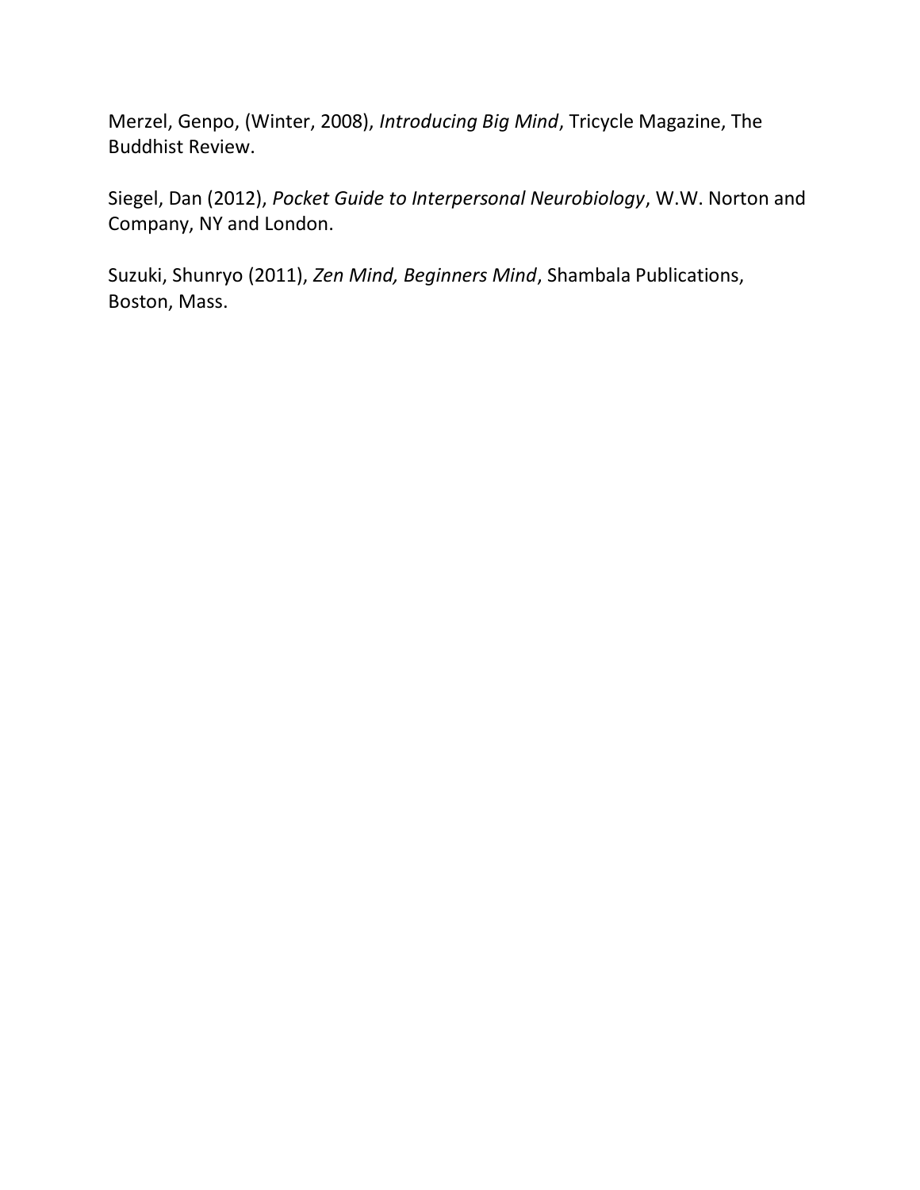Merzel, Genpo, (Winter, 2008), *Introducing Big Mind*, Tricycle Magazine, The Buddhist Review.

Siegel, Dan (2012), *Pocket Guide to Interpersonal Neurobiology*, W.W. Norton and Company, NY and London.

Suzuki, Shunryo (2011), *Zen Mind, Beginners Mind*, Shambala Publications, Boston, Mass.